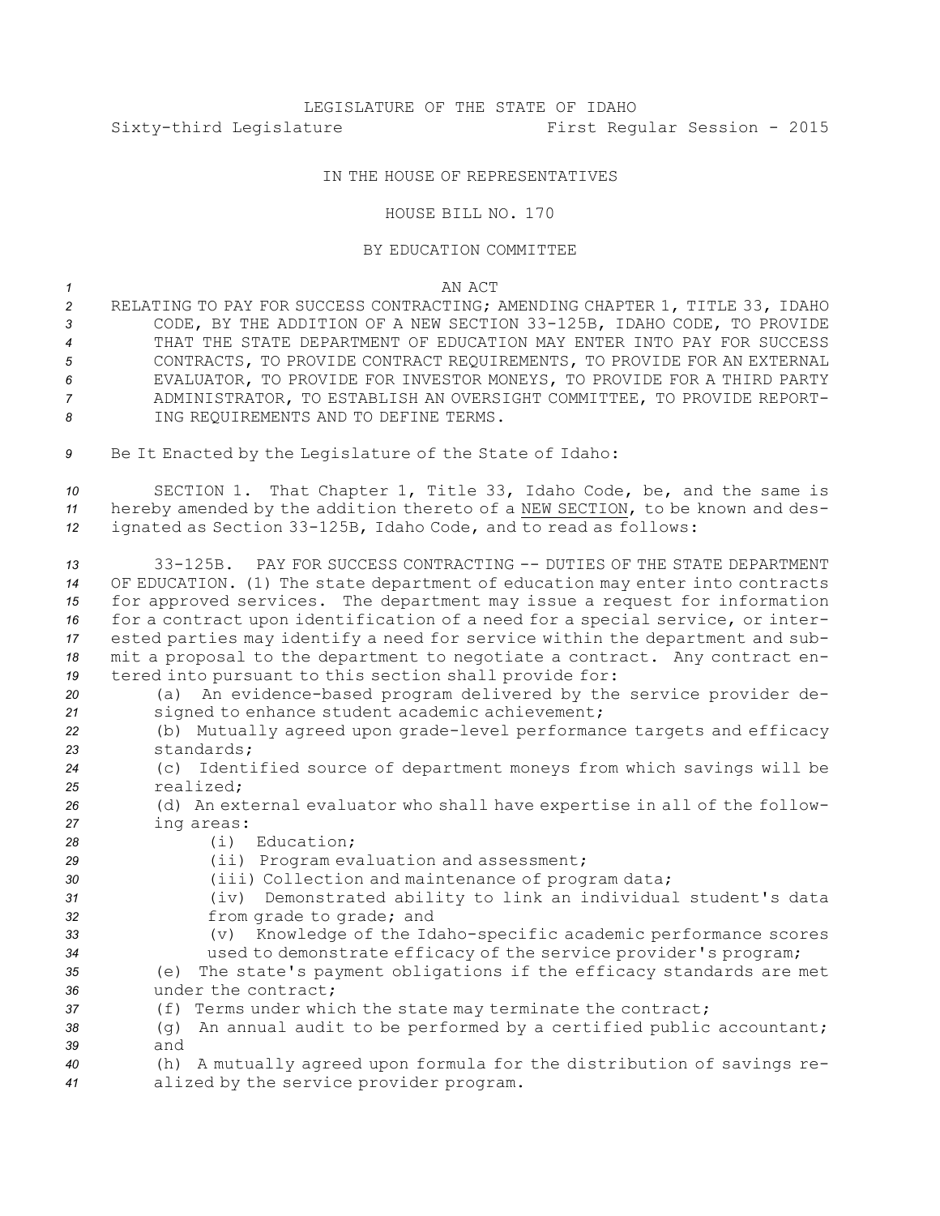LEGISLATURE OF THE STATE OF IDAHO

Sixty-third Legislature First Regular Session - 2015

IN THE HOUSE OF REPRESENTATIVES

HOUSE BILL NO. 170

BY EDUCATION COMMITTEE

AN ACT

RELATING TO PAY FOR SUCCESS CONTRACTING; AMENDING CHAPTER 1, TITLE 33, IDAHO CODE, BY THE ADDITION OF A NEW SECTION 33-125B, IDAHO CODE, TO PROVIDE THAT THE STATE DEPARTMENT OF EDUCATION MAY ENTER INTO PAY FOR SUCCESS CONTRACTS, TO PROVIDE CONTRACT REQUIREMENTS, TO PROVIDE FOR AN EXTERNAL EVALUATOR, TO PROVIDE FOR INVESTOR MONEYS, TO PROVIDE FOR A THIRD PARTY ADMINISTRATOR, TO ESTABLISH AN OVERSIGHT COMMITTEE, TO PROVIDE REPORTING REQUIREMENTS AND TO DEFINE TERMS.

Be It Enacted by the Legislature of the State of Idaho:

SECTION 1. That Chapter 1, Title 33, Idaho Code, be, and the same is hereby amended by the addition thereto of a NEW SECTION, to be known and designated as Section 33-125B, Idaho Code, and to read as follows:

33-125B. PAY FOR SUCCESS CONTRACTING -- DUTIES OF THE STATE DEPARTMENT OF EDUCATION. (1) The state department of education may enter into contracts for approved services. The department may issue a request for information for a contract upon identification of a need for a special service, or interested parties may identify a need for service within the department and submit a proposal to the department to negotiate a contract. Any contract entered into pursuant to this section shall provide for:

(a) An evidence-based program delivered by the service provider designed to enhance student academic achievement;

(b) Mutually agreed upon grade-level performance targets and efficacy standards;

(c) Identified source of department moneys from which savings will be realized;

(d) An external evaluator who shall have expertise in all of the following areas:

(i) Education;

(ii) Program evaluation and assessment;

(iii) Collection and maintenance of program data;

(iv) Demonstrated ability to link an individual student's data from grade to grade; and

(v) Knowledge of the Idaho-specific academic performance scores used to demonstrate efficacy of the service provider's program;

(e) The state's payment obligations if the efficacy standards are met under the contract;

(f) Terms under which the state may terminate the contract;

(g) An annual audit to be performed by a certified public accountant; and

(h) A mutually agreed upon formula for the distribution of savings realized by the service provider program.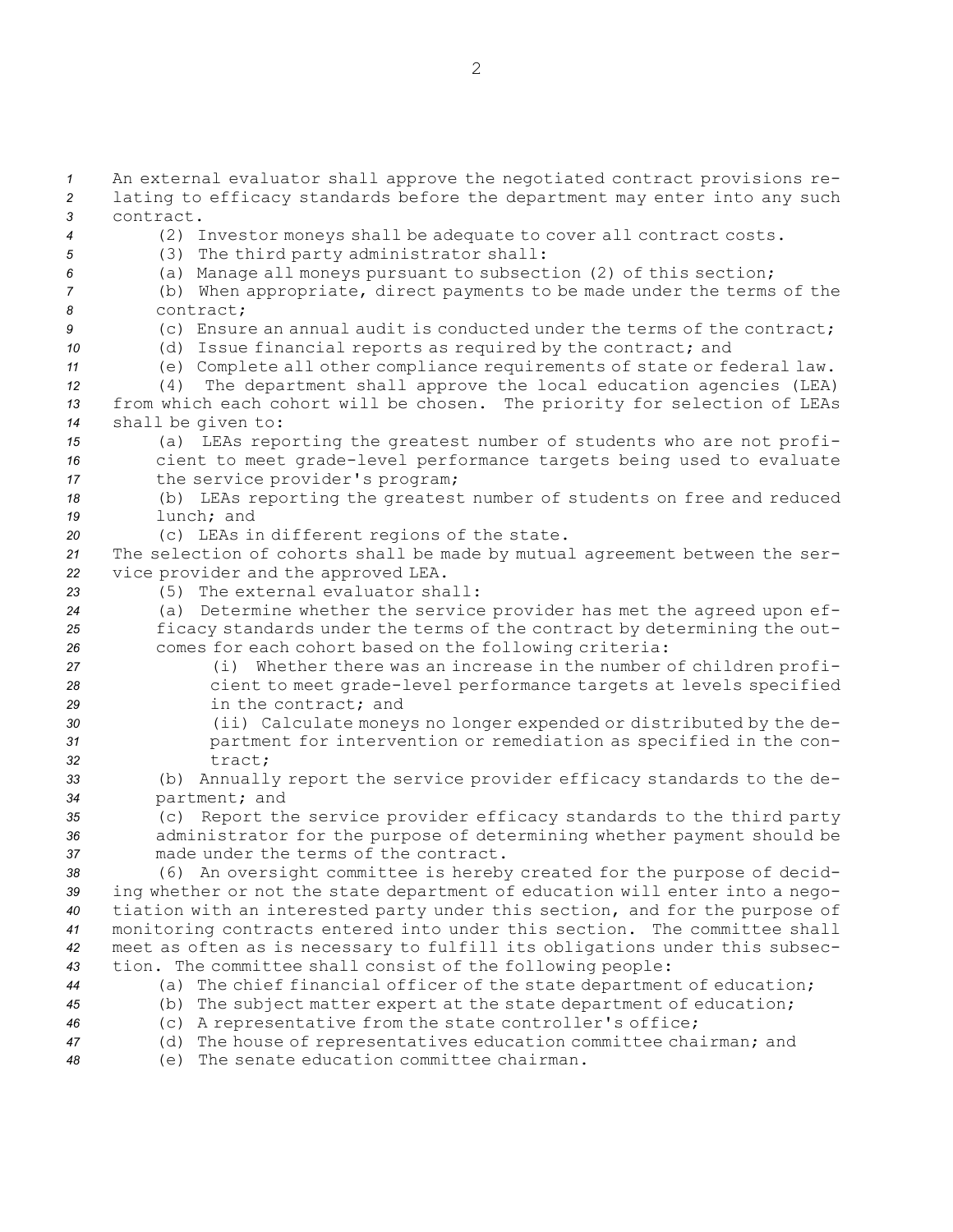An external evaluator shall approve the negotiated contract provisions relating to efficacy standards before the department may enter into any such contract.

(2) Investor moneys shall be adequate to cover all contract costs.

(3) The third party administrator shall:

(a) Manage all moneys pursuant to subsection (2) of this section;

(b) When appropriate, direct payments to be made under the terms of the contract;

(c) Ensure an annual audit is conducted under the terms of the contract;

(d) Issue financial reports as required by the contract; and

(e) Complete all other compliance requirements of state or federal law.

(4) The department shall approve the local education agencies (LEA) from which each cohort will be chosen. The priority for selection of LEAs shall be given to:

(a) LEAs reporting the greatest number of students who are not proficient to meet grade-level performance targets being used to evaluate the service provider's program;

(b) LEAs reporting the greatest number of students on free and reduced lunch; and

(c) LEAs in different regions of the state.

The selection of cohorts shall be made by mutual agreement between the service provider and the approved LEA.

(5) The external evaluator shall:

(a) Determine whether the service provider has met the agreed upon efficacy standards under the terms of the contract by determining the outcomes for each cohort based on the following criteria:

(i) Whether there was an increase in the number of children proficient to meet grade-level performance targets at levels specified in the contract; and

(ii) Calculate moneys no longer expended or distributed by the department for intervention or remediation as specified in the contract;

(b) Annually report the service provider efficacy standards to the department; and

(c) Report the service provider efficacy standards to the third party administrator for the purpose of determining whether payment should be made under the terms of the contract.

(6) An oversight committee is hereby created for the purpose of deciding whether or not the state department of education will enter into a negotiation with an interested party under this section, and for the purpose of monitoring contracts entered into under this section. The committee shall meet as often as is necessary to fulfill its obligations under this subsection. The committee shall consist of the following people:

(a) The chief financial officer of the state department of education;

(b) The subject matter expert at the state department of education;

(c) A representative from the state controller's office;

(d) The house of representatives education committee chairman; and

(e) The senate education committee chairman.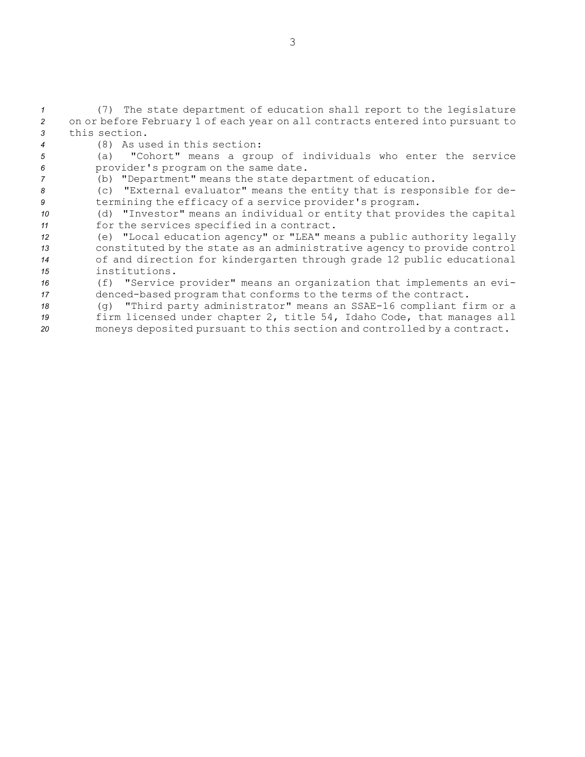(7) The state department of education shall report to the legislature on or before February 1 of each year on all contracts entered into pursuant to this section.

(8) As used in this section:

(a) "Cohort" means a group of individuals who enter the service provider's program on the same date.

(b) "Department" means the state department of education.

(c) "External evaluator" means the entity that is responsible for determining the efficacy of a service provider's program.

(d) "Investor" means an individual or entity that provides the capital for the services specified in a contract.

(e) "Local education agency" or "LEA" means a public authority legally constituted by the state as an administrative agency to provide control of and direction for kindergarten through grade 12 public educational institutions.

(f) "Service provider" means an organization that implements an evidenced-based program that conforms to the terms of the contract.

(g) "Third party administrator" means an SSAE-16 compliant firm or a firm licensed under chapter 2, title 54, Idaho Code, that manages all moneys deposited pursuant to this section and controlled by a contract.